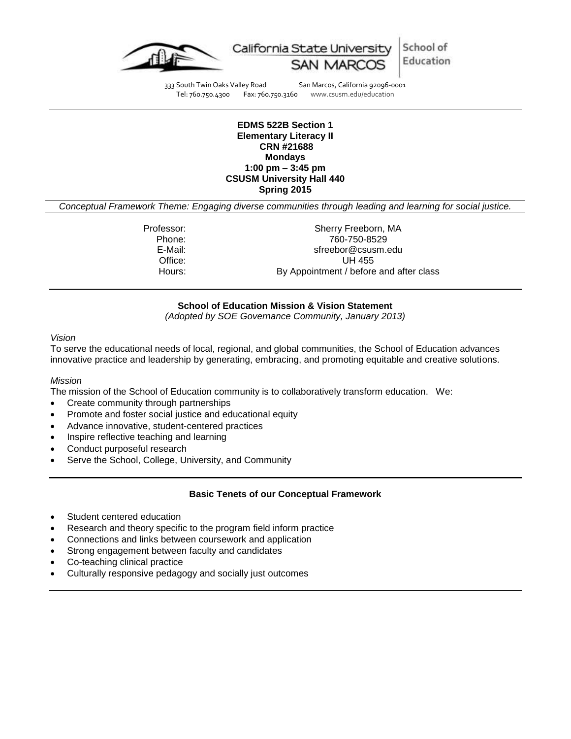California State University SAN MARCOS | School of Education

333 South Twin Oaks Valley Road San Marcos, California 92096-0001
Tel: 760.750.4300 Fax: 760.750.3160 www.csusm.edu/education

**EDMS 522B Section 1**
**Elementary Literacy II**
**CRN #21688**
**Mondays**
**1:00 pm – 3:45 pm**
**CSUSM University Hall 440**
**Spring 2015**

*Conceptual Framework Theme: Engaging diverse communities through leading and learning for social justice.*

| | |
|---|---|
| Professor: | Sherry Freeborn, MA |
| Phone: | 760-750-8529 |
| E-Mail: | sfreebor@csusm.edu |
| Office: | UH 455 |
| Hours: | By Appointment / before and after class |

## School of Education Mission & Vision Statement

*(Adopted by SOE Governance Community, January 2013)*

*Vision*

To serve the educational needs of local, regional, and global communities, the School of Education advances innovative practice and leadership by generating, embracing, and promoting equitable and creative solutions.

*Mission*

The mission of the School of Education community is to collaboratively transform education. We:

- Create community through partnerships
- Promote and foster social justice and educational equity
- Advance innovative, student-centered practices
- Inspire reflective teaching and learning
- Conduct purposeful research
- Serve the School, College, University, and Community

## Basic Tenets of our Conceptual Framework

- Student centered education
- Research and theory specific to the program field inform practice
- Connections and links between coursework and application
- Strong engagement between faculty and candidates
- Co-teaching clinical practice
- Culturally responsive pedagogy and socially just outcomes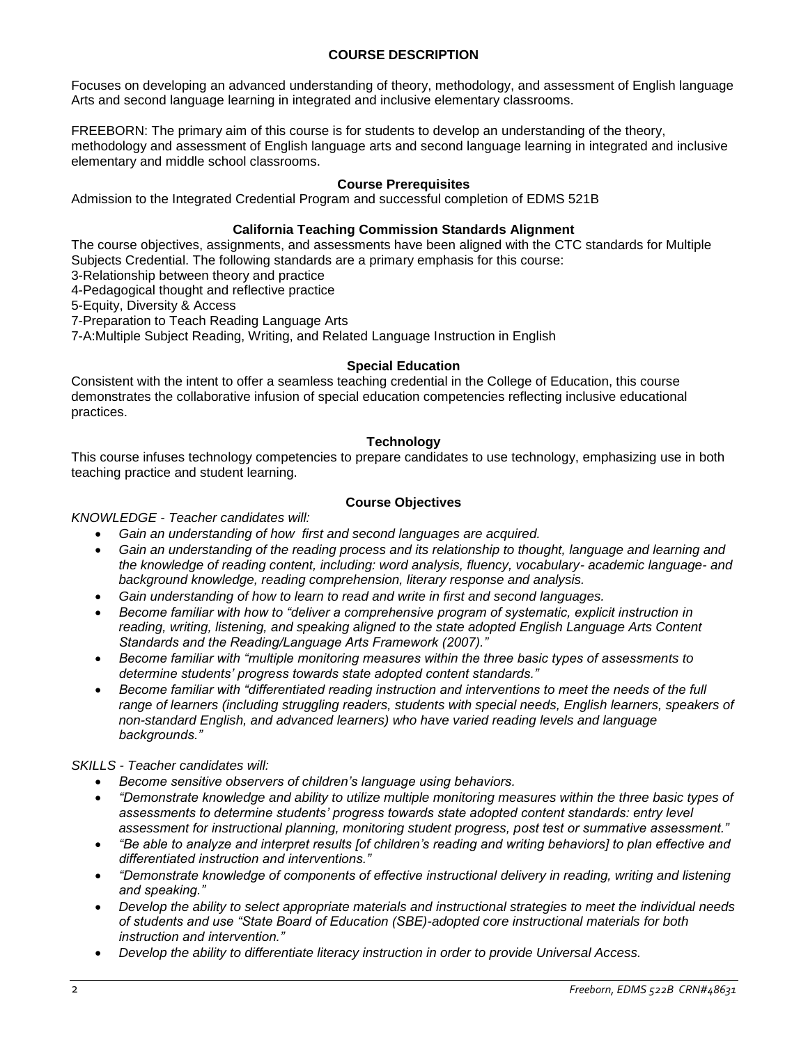## COURSE DESCRIPTION

Focuses on developing an advanced understanding of theory, methodology, and assessment of English language Arts and second language learning in integrated and inclusive elementary classrooms.

FREEBORN: The primary aim of this course is for students to develop an understanding of the theory, methodology and assessment of English language arts and second language learning in integrated and inclusive elementary and middle school classrooms.

### Course Prerequisites

Admission to the Integrated Credential Program and successful completion of EDMS 521B

### California Teaching Commission Standards Alignment

The course objectives, assignments, and assessments have been aligned with the CTC standards for Multiple Subjects Credential. The following standards are a primary emphasis for this course:
3-Relationship between theory and practice
4-Pedagogical thought and reflective practice
5-Equity, Diversity & Access
7-Preparation to Teach Reading Language Arts
7-A:Multiple Subject Reading, Writing, and Related Language Instruction in English

### Special Education

Consistent with the intent to offer a seamless teaching credential in the College of Education, this course demonstrates the collaborative infusion of special education competencies reflecting inclusive educational practices.

### Technology

This course infuses technology competencies to prepare candidates to use technology, emphasizing use in both teaching practice and student learning.

### Course Objectives

*KNOWLEDGE - Teacher candidates will:*

- *Gain an understanding of how first and second languages are acquired.*
- *Gain an understanding of the reading process and its relationship to thought, language and learning and the knowledge of reading content, including: word analysis, fluency, vocabulary- academic language- and background knowledge, reading comprehension, literary response and analysis.*
- *Gain understanding of how to learn to read and write in first and second languages.*
- *Become familiar with how to "deliver a comprehensive program of systematic, explicit instruction in reading, writing, listening, and speaking aligned to the state adopted English Language Arts Content Standards and the Reading/Language Arts Framework (2007)."*
- *Become familiar with "multiple monitoring measures within the three basic types of assessments to determine students' progress towards state adopted content standards."*
- *Become familiar with "differentiated reading instruction and interventions to meet the needs of the full range of learners (including struggling readers, students with special needs, English learners, speakers of non-standard English, and advanced learners) who have varied reading levels and language backgrounds."*

*SKILLS - Teacher candidates will:*

- *Become sensitive observers of children's language using behaviors.*
- *"Demonstrate knowledge and ability to utilize multiple monitoring measures within the three basic types of assessments to determine students' progress towards state adopted content standards: entry level assessment for instructional planning, monitoring student progress, post test or summative assessment."*
- *"Be able to analyze and interpret results [of children's reading and writing behaviors] to plan effective and differentiated instruction and interventions."*
- *"Demonstrate knowledge of components of effective instructional delivery in reading, writing and listening and speaking."*
- *Develop the ability to select appropriate materials and instructional strategies to meet the individual needs of students and use "State Board of Education (SBE)-adopted core instructional materials for both instruction and intervention."*
- *Develop the ability to differentiate literacy instruction in order to provide Universal Access.*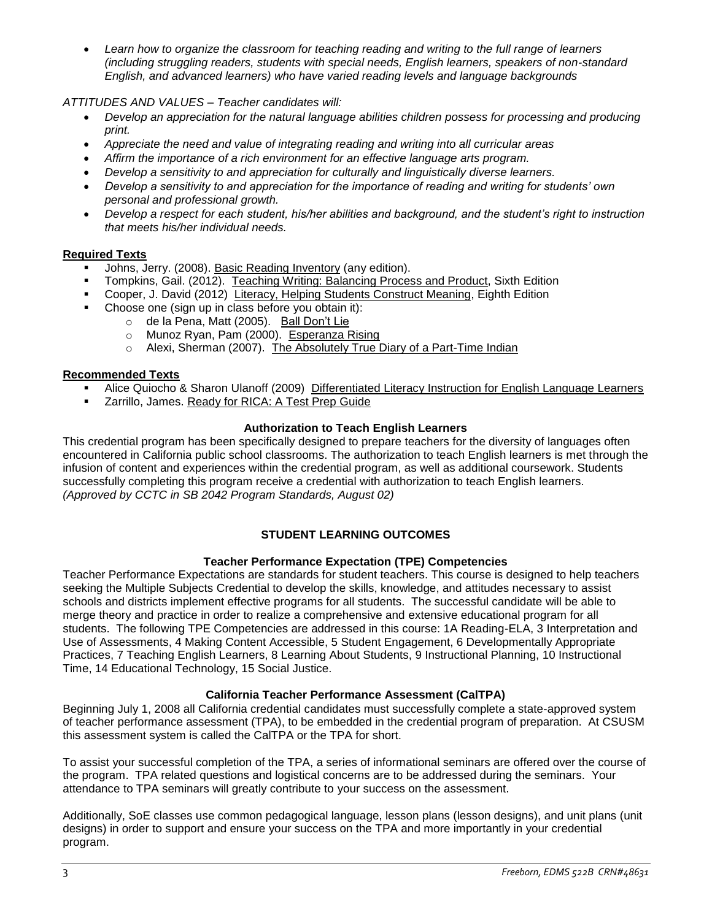- *Learn how to organize the classroom for teaching reading and writing to the full range of learners (including struggling readers, students with special needs, English learners, speakers of non-standard English, and advanced learners) who have varied reading levels and language backgrounds*

*ATTITUDES AND VALUES – Teacher candidates will:*

- *Develop an appreciation for the natural language abilities children possess for processing and producing print.*
- *Appreciate the need and value of integrating reading and writing into all curricular areas*
- *Affirm the importance of a rich environment for an effective language arts program.*
- *Develop a sensitivity to and appreciation for culturally and linguistically diverse learners.*
- *Develop a sensitivity to and appreciation for the importance of reading and writing for students' own personal and professional growth.*
- *Develop a respect for each student, his/her abilities and background, and the student's right to instruction that meets his/her individual needs.*

## Required Texts

- Johns, Jerry. (2008). Basic Reading Inventory (any edition).
- Tompkins, Gail. (2012). Teaching Writing: Balancing Process and Product, Sixth Edition
- Cooper, J. David (2012) Literacy, Helping Students Construct Meaning, Eighth Edition
- Choose one (sign up in class before you obtain it):
  - de la Pena, Matt (2005). Ball Don't Lie
  - Munoz Ryan, Pam (2000). Esperanza Rising
  - Alexi, Sherman (2007). The Absolutely True Diary of a Part-Time Indian

## Recommended Texts

- Alice Quiocho & Sharon Ulanoff (2009) Differentiated Literacy Instruction for English Language Learners
- Zarrillo, James. Ready for RICA: A Test Prep Guide

### Authorization to Teach English Learners

This credential program has been specifically designed to prepare teachers for the diversity of languages often encountered in California public school classrooms. The authorization to teach English learners is met through the infusion of content and experiences within the credential program, as well as additional coursework. Students successfully completing this program receive a credential with authorization to teach English learners. *(Approved by CCTC in SB 2042 Program Standards, August 02)*

## STUDENT LEARNING OUTCOMES

### Teacher Performance Expectation (TPE) Competencies

Teacher Performance Expectations are standards for student teachers. This course is designed to help teachers seeking the Multiple Subjects Credential to develop the skills, knowledge, and attitudes necessary to assist schools and districts implement effective programs for all students. The successful candidate will be able to merge theory and practice in order to realize a comprehensive and extensive educational program for all students. The following TPE Competencies are addressed in this course: 1A Reading-ELA, 3 Interpretation and Use of Assessments, 4 Making Content Accessible, 5 Student Engagement, 6 Developmentally Appropriate Practices, 7 Teaching English Learners, 8 Learning About Students, 9 Instructional Planning, 10 Instructional Time, 14 Educational Technology, 15 Social Justice.

### California Teacher Performance Assessment (CalTPA)

Beginning July 1, 2008 all California credential candidates must successfully complete a state-approved system of teacher performance assessment (TPA), to be embedded in the credential program of preparation. At CSUSM this assessment system is called the CalTPA or the TPA for short.

To assist your successful completion of the TPA, a series of informational seminars are offered over the course of the program. TPA related questions and logistical concerns are to be addressed during the seminars. Your attendance to TPA seminars will greatly contribute to your success on the assessment.

Additionally, SoE classes use common pedagogical language, lesson plans (lesson designs), and unit plans (unit designs) in order to support and ensure your success on the TPA and more importantly in your credential program.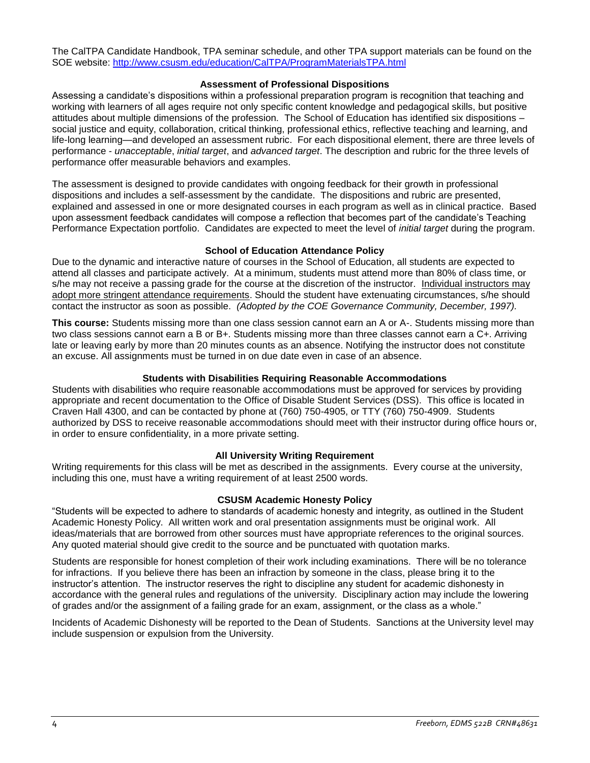The CalTPA Candidate Handbook, TPA seminar schedule, and other TPA support materials can be found on the SOE website: [http://www.csusm.edu/education/CalTPA/ProgramMaterialsTPA.html](http://www.csusm.edu/education/CalTPA/ProgramMaterialsTPA.html)

### Assessment of Professional Dispositions

Assessing a candidate's dispositions within a professional preparation program is recognition that teaching and working with learners of all ages require not only specific content knowledge and pedagogical skills, but positive attitudes about multiple dimensions of the profession. The School of Education has identified six dispositions – social justice and equity, collaboration, critical thinking, professional ethics, reflective teaching and learning, and life-long learning—and developed an assessment rubric. For each dispositional element, there are three levels of performance - *unacceptable*, *initial target*, and *advanced target*. The description and rubric for the three levels of performance offer measurable behaviors and examples.

The assessment is designed to provide candidates with ongoing feedback for their growth in professional dispositions and includes a self-assessment by the candidate. The dispositions and rubric are presented, explained and assessed in one or more designated courses in each program as well as in clinical practice. Based upon assessment feedback candidates will compose a reflection that becomes part of the candidate's Teaching Performance Expectation portfolio. Candidates are expected to meet the level of *initial target* during the program.

### School of Education Attendance Policy

Due to the dynamic and interactive nature of courses in the School of Education, all students are expected to attend all classes and participate actively. At a minimum, students must attend more than 80% of class time, or s/he may not receive a passing grade for the course at the discretion of the instructor. Individual instructors may adopt more stringent attendance requirements. Should the student have extenuating circumstances, s/he should contact the instructor as soon as possible. *(Adopted by the COE Governance Community, December, 1997).*

**This course:** Students missing more than one class session cannot earn an A or A-. Students missing more than two class sessions cannot earn a B or B+. Students missing more than three classes cannot earn a C+. Arriving late or leaving early by more than 20 minutes counts as an absence. Notifying the instructor does not constitute an excuse. All assignments must be turned in on due date even in case of an absence.

### Students with Disabilities Requiring Reasonable Accommodations

Students with disabilities who require reasonable accommodations must be approved for services by providing appropriate and recent documentation to the Office of Disable Student Services (DSS). This office is located in Craven Hall 4300, and can be contacted by phone at (760) 750-4905, or TTY (760) 750-4909. Students authorized by DSS to receive reasonable accommodations should meet with their instructor during office hours or, in order to ensure confidentiality, in a more private setting.

### All University Writing Requirement

Writing requirements for this class will be met as described in the assignments. Every course at the university, including this one, must have a writing requirement of at least 2500 words.

### CSUSM Academic Honesty Policy

"Students will be expected to adhere to standards of academic honesty and integrity, as outlined in the Student Academic Honesty Policy. All written work and oral presentation assignments must be original work. All ideas/materials that are borrowed from other sources must have appropriate references to the original sources. Any quoted material should give credit to the source and be punctuated with quotation marks.

Students are responsible for honest completion of their work including examinations. There will be no tolerance for infractions. If you believe there has been an infraction by someone in the class, please bring it to the instructor's attention. The instructor reserves the right to discipline any student for academic dishonesty in accordance with the general rules and regulations of the university. Disciplinary action may include the lowering of grades and/or the assignment of a failing grade for an exam, assignment, or the class as a whole."

Incidents of Academic Dishonesty will be reported to the Dean of Students. Sanctions at the University level may include suspension or expulsion from the University.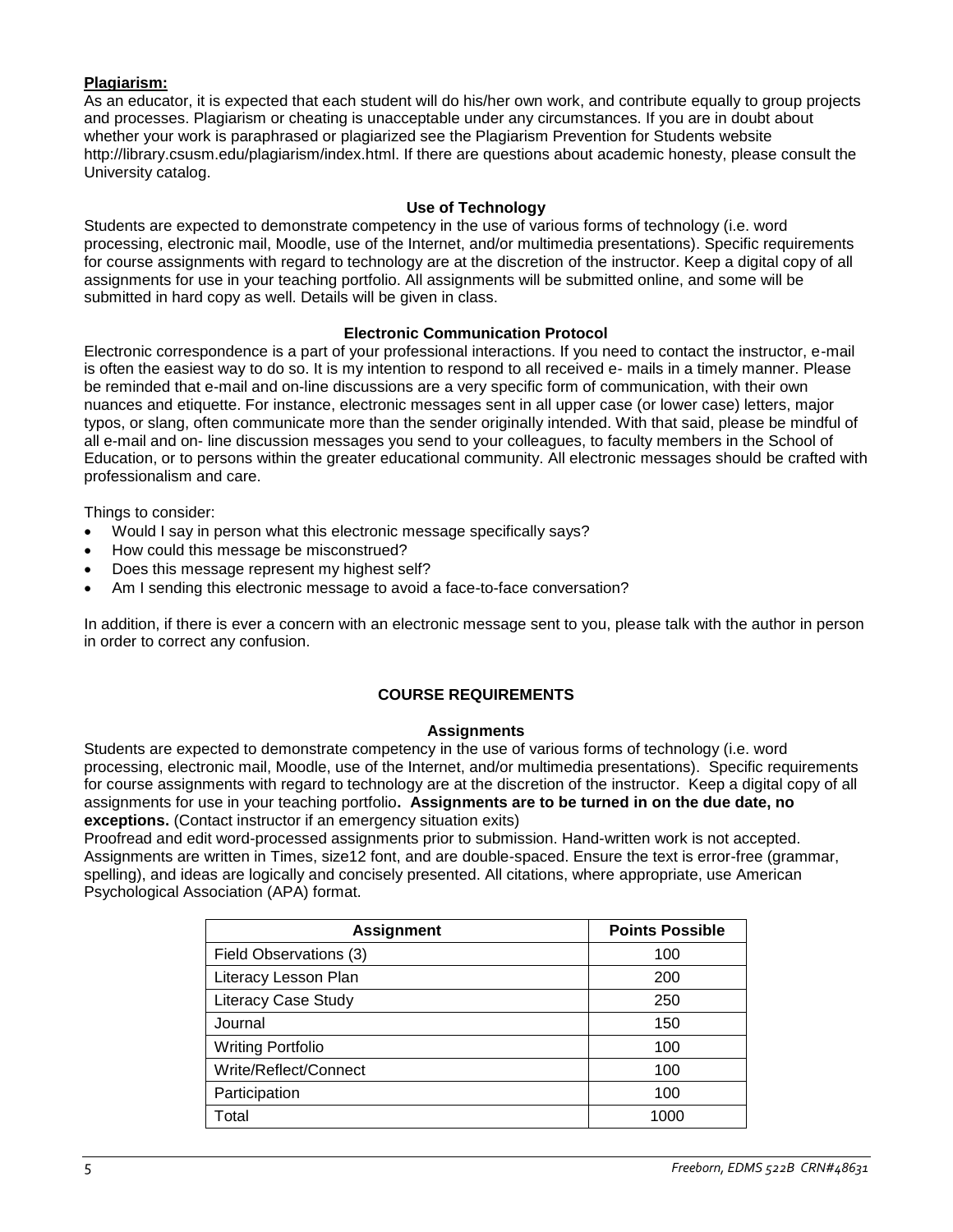**Plagiarism:**

As an educator, it is expected that each student will do his/her own work, and contribute equally to group projects and processes. Plagiarism or cheating is unacceptable under any circumstances. If you are in doubt about whether your work is paraphrased or plagiarized see the Plagiarism Prevention for Students website http://library.csusm.edu/plagiarism/index.html. If there are questions about academic honesty, please consult the University catalog.

### Use of Technology

Students are expected to demonstrate competency in the use of various forms of technology (i.e. word processing, electronic mail, Moodle, use of the Internet, and/or multimedia presentations). Specific requirements for course assignments with regard to technology are at the discretion of the instructor. Keep a digital copy of all assignments for use in your teaching portfolio. All assignments will be submitted online, and some will be submitted in hard copy as well. Details will be given in class.

### Electronic Communication Protocol

Electronic correspondence is a part of your professional interactions. If you need to contact the instructor, e-mail is often the easiest way to do so. It is my intention to respond to all received e- mails in a timely manner. Please be reminded that e-mail and on-line discussions are a very specific form of communication, with their own nuances and etiquette. For instance, electronic messages sent in all upper case (or lower case) letters, major typos, or slang, often communicate more than the sender originally intended. With that said, please be mindful of all e-mail and on- line discussion messages you send to your colleagues, to faculty members in the School of Education, or to persons within the greater educational community. All electronic messages should be crafted with professionalism and care.

Things to consider:

- Would I say in person what this electronic message specifically says?
- How could this message be misconstrued?
- Does this message represent my highest self?
- Am I sending this electronic message to avoid a face-to-face conversation?

In addition, if there is ever a concern with an electronic message sent to you, please talk with the author in person in order to correct any confusion.

## COURSE REQUIREMENTS

### Assignments

Students are expected to demonstrate competency in the use of various forms of technology (i.e. word processing, electronic mail, Moodle, use of the Internet, and/or multimedia presentations). Specific requirements for course assignments with regard to technology are at the discretion of the instructor. Keep a digital copy of all assignments for use in your teaching portfolio**. Assignments are to be turned in on the due date, no exceptions.** (Contact instructor if an emergency situation exits)

Proofread and edit word-processed assignments prior to submission. Hand-written work is not accepted. Assignments are written in Times, size12 font, and are double-spaced. Ensure the text is error-free (grammar, spelling), and ideas are logically and concisely presented. All citations, where appropriate, use American Psychological Association (APA) format.

| Assignment | Points Possible |
|---|---|
| Field Observations (3) | 100 |
| Literacy Lesson Plan | 200 |
| Literacy Case Study | 250 |
| Journal | 150 |
| Writing Portfolio | 100 |
| Write/Reflect/Connect | 100 |
| Participation | 100 |
| Total | 1000 |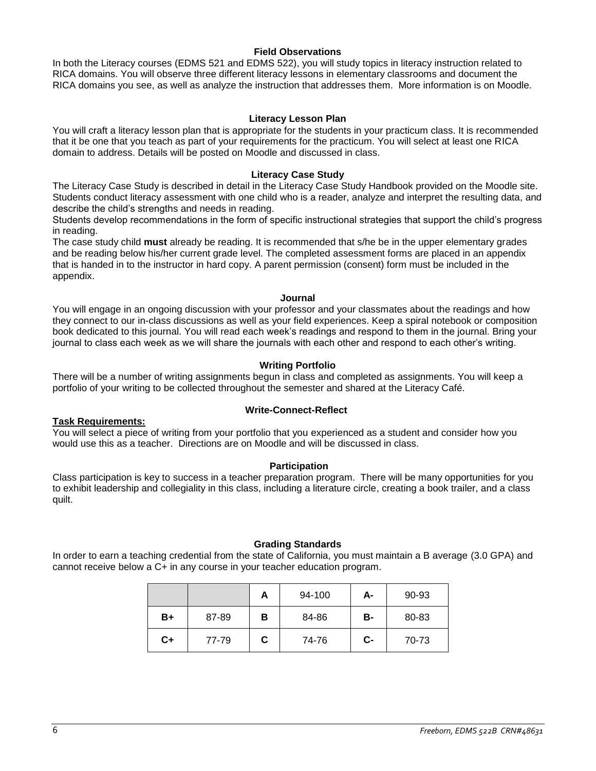### Field Observations

In both the Literacy courses (EDMS 521 and EDMS 522), you will study topics in literacy instruction related to RICA domains. You will observe three different literacy lessons in elementary classrooms and document the RICA domains you see, as well as analyze the instruction that addresses them. More information is on Moodle.

### Literacy Lesson Plan

You will craft a literacy lesson plan that is appropriate for the students in your practicum class. It is recommended that it be one that you teach as part of your requirements for the practicum. You will select at least one RICA domain to address. Details will be posted on Moodle and discussed in class.

### Literacy Case Study

The Literacy Case Study is described in detail in the Literacy Case Study Handbook provided on the Moodle site. Students conduct literacy assessment with one child who is a reader, analyze and interpret the resulting data, and describe the child's strengths and needs in reading.

Students develop recommendations in the form of specific instructional strategies that support the child's progress in reading.

The case study child **must** already be reading. It is recommended that s/he be in the upper elementary grades and be reading below his/her current grade level. The completed assessment forms are placed in an appendix that is handed in to the instructor in hard copy. A parent permission (consent) form must be included in the appendix.

### Journal

You will engage in an ongoing discussion with your professor and your classmates about the readings and how they connect to our in-class discussions as well as your field experiences. Keep a spiral notebook or composition book dedicated to this journal. You will read each week's readings and respond to them in the journal. Bring your journal to class each week as we will share the journals with each other and respond to each other's writing.

### Writing Portfolio

There will be a number of writing assignments begun in class and completed as assignments. You will keep a portfolio of your writing to be collected throughout the semester and shared at the Literacy Café.

### Write-Connect-Reflect

**Task Requirements:**

You will select a piece of writing from your portfolio that you experienced as a student and consider how you would use this as a teacher. Directions are on Moodle and will be discussed in class.

### Participation

Class participation is key to success in a teacher preparation program. There will be many opportunities for you to exhibit leadership and collegiality in this class, including a literature circle, creating a book trailer, and a class quilt.

### Grading Standards

In order to earn a teaching credential from the state of California, you must maintain a B average (3.0 GPA) and cannot receive below a C+ in any course in your teacher education program.

| | | A | 94-100 | A- | 90-93 |
|---|---|---|---|---|---|
| B+ | 87-89 | B | 84-86 | B- | 80-83 |
| C+ | 77-79 | C | 74-76 | C- | 70-73 |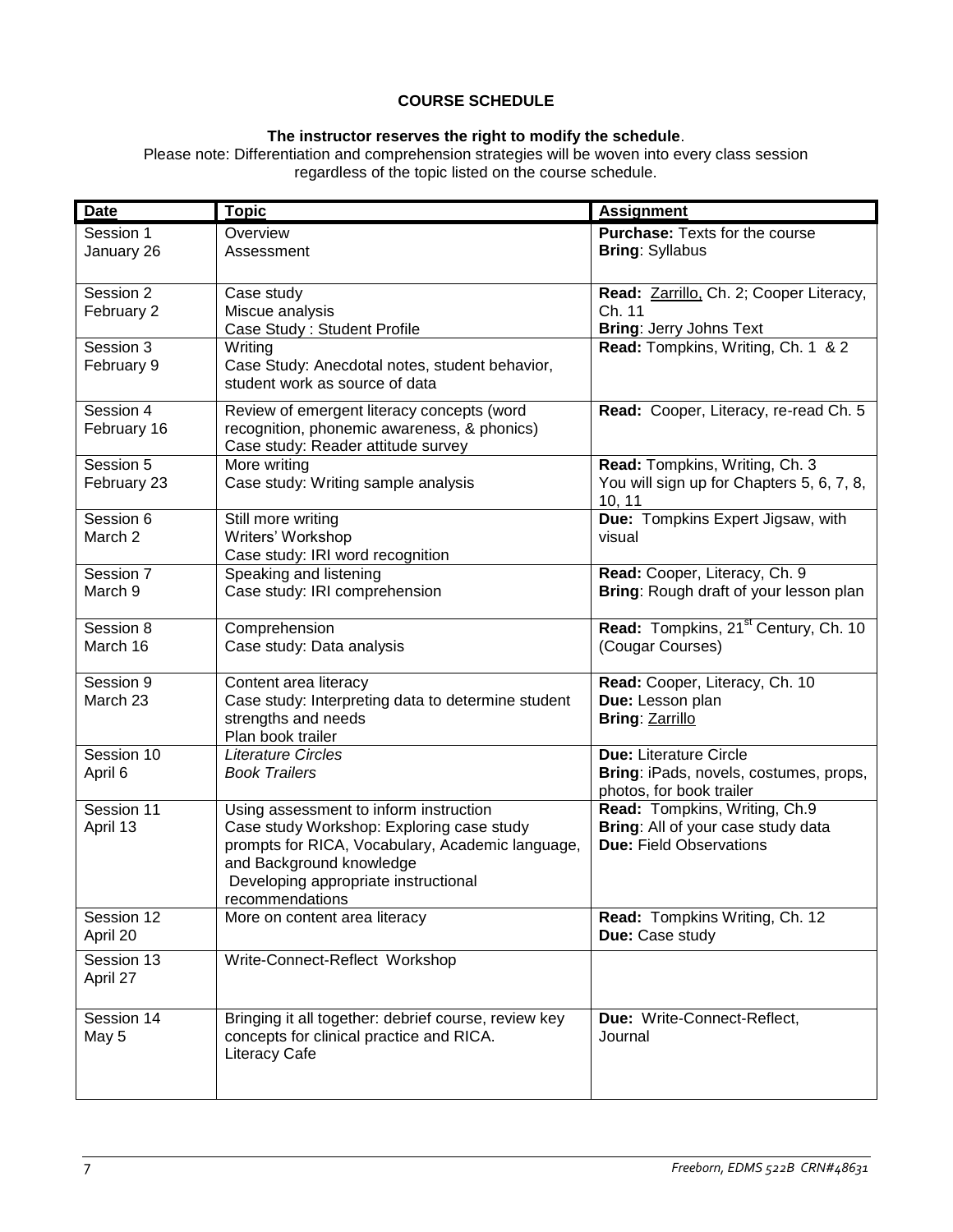# COURSE SCHEDULE

**The instructor reserves the right to modify the schedule**.

Please note: Differentiation and comprehension strategies will be woven into every class session regardless of the topic listed on the course schedule.

| Date | Topic | Assignment |
|---|---|---|
| Session 1<br>January 26 | Overview<br>Assessment | **Purchase:** Texts for the course<br>**Bring**: Syllabus |
| Session 2<br>February 2 | Case study<br>Miscue analysis<br>Case Study : Student Profile | **Read:** Zarrillo, Ch. 2; Cooper Literacy, Ch. 11<br>**Bring**: Jerry Johns Text |
| Session 3<br>February 9 | Writing<br>Case Study: Anecdotal notes, student behavior, student work as source of data | **Read:** Tompkins, Writing, Ch. 1 & 2 |
| Session 4<br>February 16 | Review of emergent literacy concepts (word recognition, phonemic awareness, & phonics)<br>Case study: Reader attitude survey | **Read:** Cooper, Literacy, re-read Ch. 5 |
| Session 5<br>February 23 | More writing<br>Case study: Writing sample analysis | **Read:** Tompkins, Writing, Ch. 3<br>You will sign up for Chapters 5, 6, 7, 8, 10, 11 |
| Session 6<br>March 2 | Still more writing<br>Writers' Workshop<br>Case study: IRI word recognition | **Due:** Tompkins Expert Jigsaw, with visual |
| Session 7<br>March 9 | Speaking and listening<br>Case study: IRI comprehension | **Read:** Cooper, Literacy, Ch. 9<br>**Bring**: Rough draft of your lesson plan |
| Session 8<br>March 16 | Comprehension<br>Case study: Data analysis | **Read:** Tompkins, 21st Century, Ch. 10 (Cougar Courses) |
| Session 9<br>March 23 | Content area literacy<br>Case study: Interpreting data to determine student strengths and needs<br>Plan book trailer | **Read:** Cooper, Literacy, Ch. 10<br>**Due:** Lesson plan<br>**Bring**: Zarrillo |
| Session 10<br>April 6 | *Literature Circles*<br>*Book Trailers* | **Due:** Literature Circle<br>**Bring**: iPads, novels, costumes, props, photos, for book trailer |
| Session 11<br>April 13 | Using assessment to inform instruction<br>Case study Workshop: Exploring case study prompts for RICA, Vocabulary, Academic language, and Background knowledge<br>Developing appropriate instructional recommendations | **Read:** Tompkins, Writing, Ch.9<br>**Bring**: All of your case study data<br>**Due:** Field Observations |
| Session 12<br>April 20 | More on content area literacy | **Read:** Tompkins Writing, Ch. 12<br>**Due:** Case study |
| Session 13<br>April 27 | Write-Connect-Reflect Workshop | |
| Session 14<br>May 5 | Bringing it all together: debrief course, review key concepts for clinical practice and RICA.<br>Literacy Cafe | **Due:** Write-Connect-Reflect, Journal |